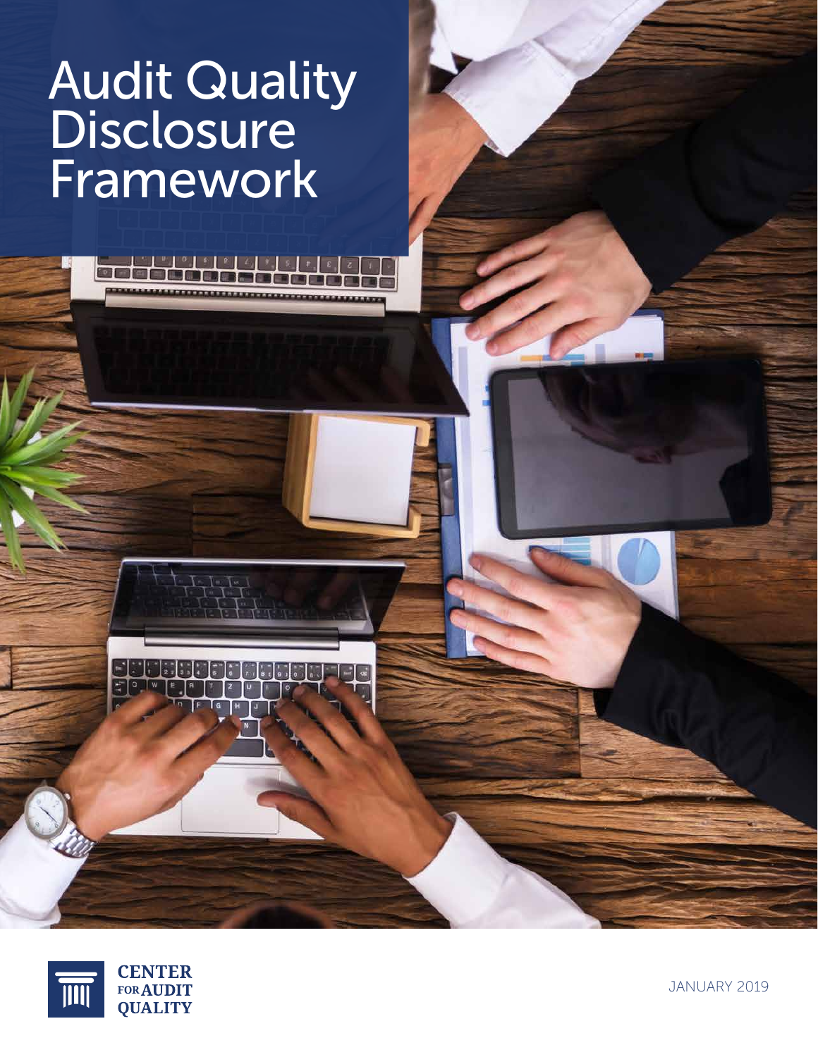# Audit Quality Disclosure Framework

CENTER FOR AUDIT QUALITY

JANUARY 2019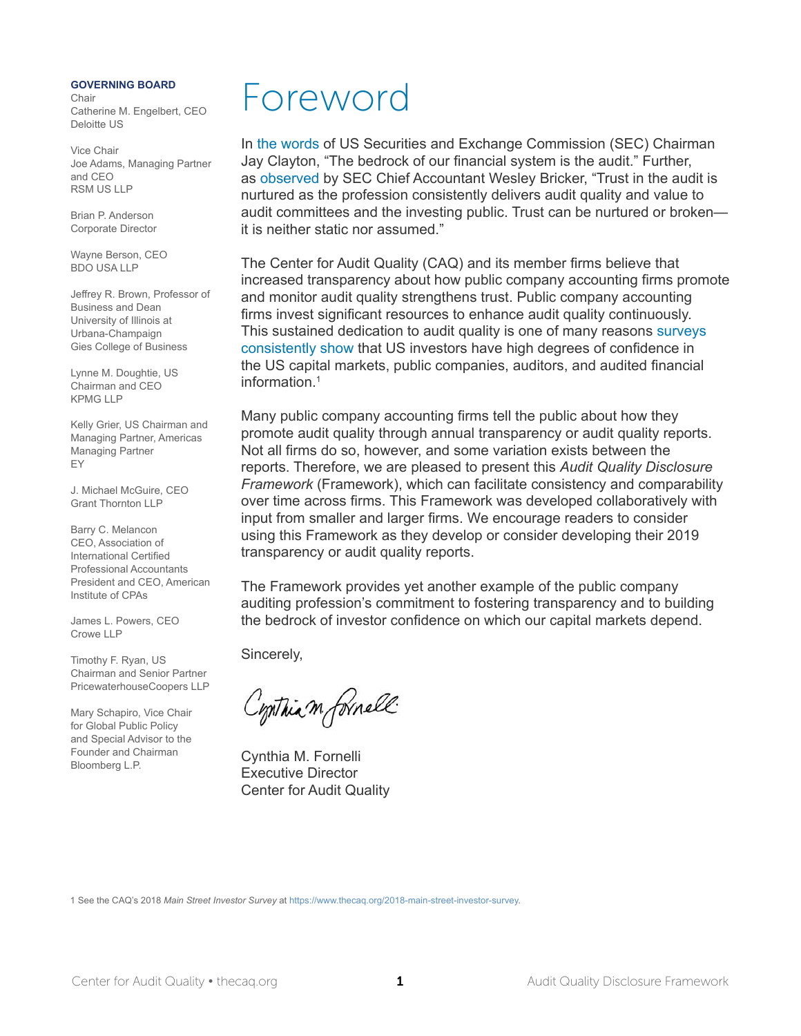**GOVERNING BOARD**

Chair
Catherine M. Engelbert, CEO
Deloitte US

Vice Chair
Joe Adams, Managing Partner and CEO
RSM US LLP

Brian P. Anderson
Corporate Director

Wayne Berson, CEO
BDO USA LLP

Jeffrey R. Brown, Professor of Business and Dean
University of Illinois at Urbana-Champaign
Gies College of Business

Lynne M. Doughtie, US Chairman and CEO
KPMG LLP

Kelly Grier, US Chairman and Managing Partner, Americas Managing Partner
EY

J. Michael McGuire, CEO
Grant Thornton LLP

Barry C. Melancon
CEO, Association of International Certified Professional Accountants
President and CEO, American Institute of CPAs

James L. Powers, CEO
Crowe LLP

Timothy F. Ryan, US Chairman and Senior Partner
PricewaterhouseCoopers LLP

Mary Schapiro, Vice Chair for Global Public Policy and Special Advisor to the Founder and Chairman
Bloomberg L.P.

# Foreword

In the words of US Securities and Exchange Commission (SEC) Chairman Jay Clayton, "The bedrock of our financial system is the audit." Further, as observed by SEC Chief Accountant Wesley Bricker, "Trust in the audit is nurtured as the profession consistently delivers audit quality and value to audit committees and the investing public. Trust can be nurtured or broken—it is neither static nor assumed."

The Center for Audit Quality (CAQ) and its member firms believe that increased transparency about how public company accounting firms promote and monitor audit quality strengthens trust. Public company accounting firms invest significant resources to enhance audit quality continuously. This sustained dedication to audit quality is one of many reasons surveys consistently show that US investors have high degrees of confidence in the US capital markets, public companies, auditors, and audited financial information.[1]

Many public company accounting firms tell the public about how they promote audit quality through annual transparency or audit quality reports. Not all firms do so, however, and some variation exists between the reports. Therefore, we are pleased to present this *Audit Quality Disclosure Framework* (Framework), which can facilitate consistency and comparability over time across firms. This Framework was developed collaboratively with input from smaller and larger firms. We encourage readers to consider using this Framework as they develop or consider developing their 2019 transparency or audit quality reports.

The Framework provides yet another example of the public company auditing profession's commitment to fostering transparency and to building the bedrock of investor confidence on which our capital markets depend.

Sincerely,

Cynthia M. Fornelli
Executive Director
Center for Audit Quality

1 See the CAQ's 2018 *Main Street Investor Survey* at https://www.thecaq.org/2018-main-street-investor-survey.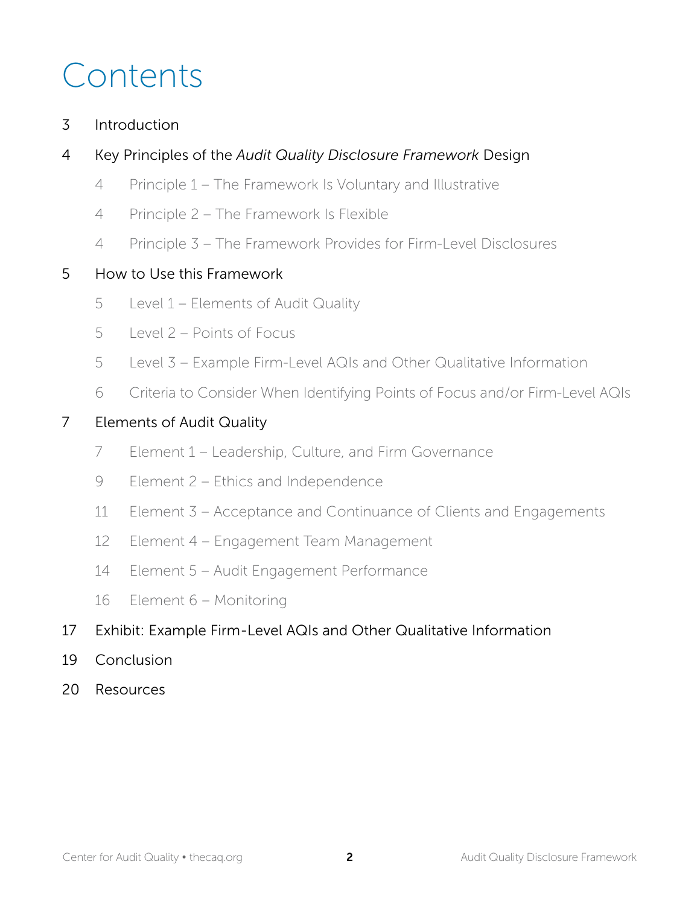# Contents

3 Introduction

4 Key Principles of the *Audit Quality Disclosure Framework* Design

- 4 Principle 1 – The Framework Is Voluntary and Illustrative
- 4 Principle 2 – The Framework Is Flexible
- 4 Principle 3 – The Framework Provides for Firm-Level Disclosures

5 How to Use this Framework

- 5 Level 1 – Elements of Audit Quality
- 5 Level 2 – Points of Focus
- 5 Level 3 – Example Firm-Level AQIs and Other Qualitative Information
- 6 Criteria to Consider When Identifying Points of Focus and/or Firm-Level AQIs

7 Elements of Audit Quality

- 7 Element 1 – Leadership, Culture, and Firm Governance
- 9 Element 2 – Ethics and Independence
- 11 Element 3 – Acceptance and Continuance of Clients and Engagements
- 12 Element 4 – Engagement Team Management
- 14 Element 5 – Audit Engagement Performance
- 16 Element 6 – Monitoring

17 Exhibit: Example Firm-Level AQIs and Other Qualitative Information

19 Conclusion

20 Resources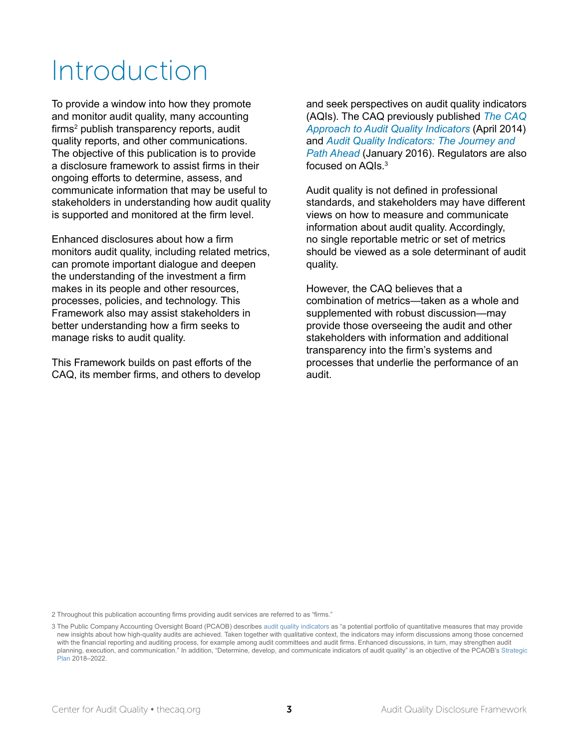# Introduction

To provide a window into how they promote and monitor audit quality, many accounting firms[2] publish transparency reports, audit quality reports, and other communications. The objective of this publication is to provide a disclosure framework to assist firms in their ongoing efforts to determine, assess, and communicate information that may be useful to stakeholders in understanding how audit quality is supported and monitored at the firm level.

Enhanced disclosures about how a firm monitors audit quality, including related metrics, can promote important dialogue and deepen the understanding of the investment a firm makes in its people and other resources, processes, policies, and technology. This Framework also may assist stakeholders in better understanding how a firm seeks to manage risks to audit quality.

This Framework builds on past efforts of the CAQ, its member firms, and others to develop and seek perspectives on audit quality indicators (AQIs). The CAQ previously published *The CAQ Approach to Audit Quality Indicators* (April 2014) and *Audit Quality Indicators: The Journey and Path Ahead* (January 2016). Regulators are also focused on AQIs.[3]

Audit quality is not defined in professional standards, and stakeholders may have different views on how to measure and communicate information about audit quality. Accordingly, no single reportable metric or set of metrics should be viewed as a sole determinant of audit quality.

However, the CAQ believes that a combination of metrics—taken as a whole and supplemented with robust discussion—may provide those overseeing the audit and other stakeholders with information and additional transparency into the firm's systems and processes that underlie the performance of an audit.

---

2 Throughout this publication accounting firms providing audit services are referred to as "firms."

3 The Public Company Accounting Oversight Board (PCAOB) describes audit quality indicators as "a potential portfolio of quantitative measures that may provide new insights about how high-quality audits are achieved. Taken together with qualitative context, the indicators may inform discussions among those concerned with the financial reporting and auditing process, for example among audit committees and audit firms. Enhanced discussions, in turn, may strengthen audit planning, execution, and communication." In addition, "Determine, develop, and communicate indicators of audit quality" is an objective of the PCAOB's Strategic Plan 2018–2022.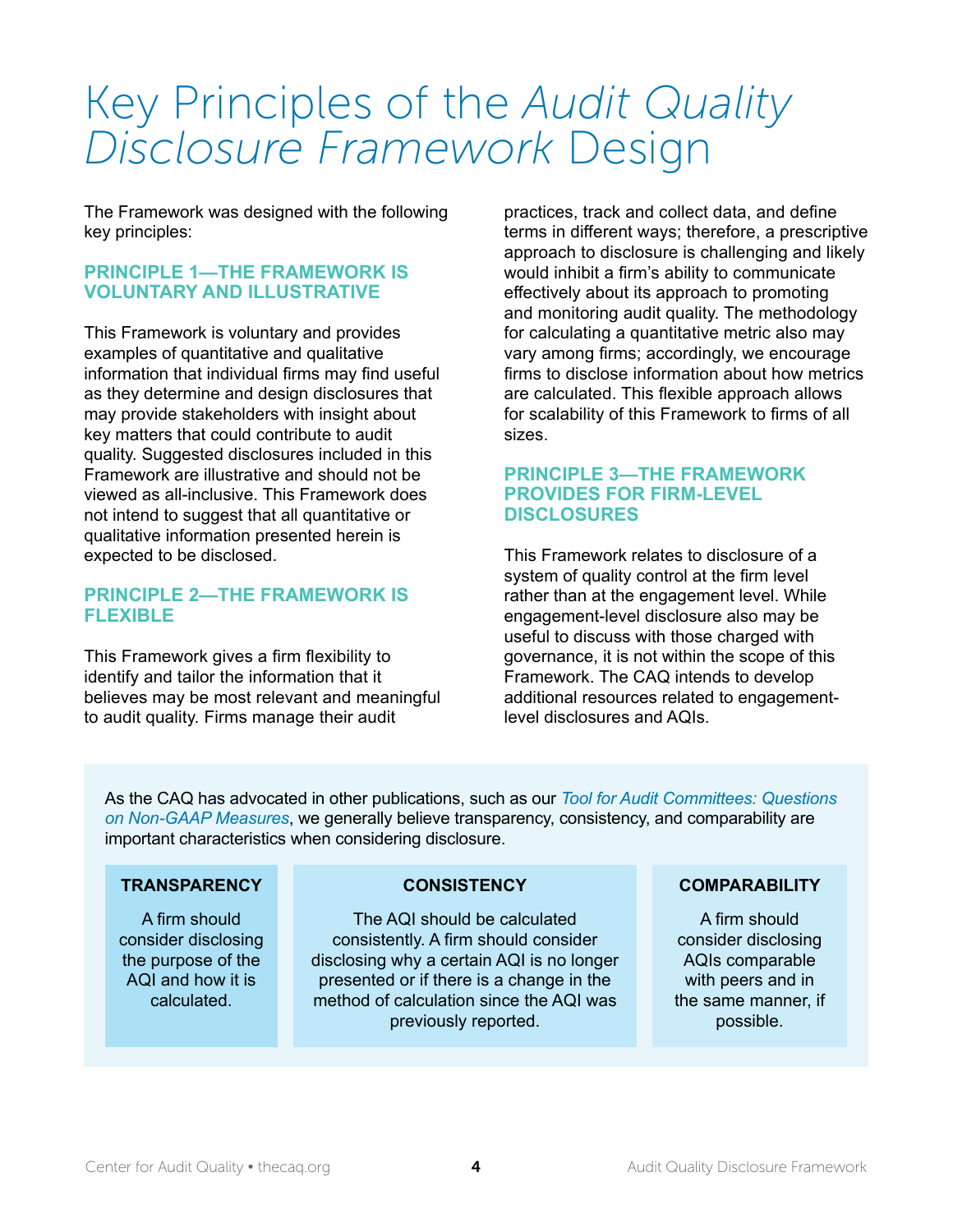# Key Principles of the *Audit Quality Disclosure Framework* Design

The Framework was designed with the following key principles:

### PRINCIPLE 1—THE FRAMEWORK IS VOLUNTARY AND ILLUSTRATIVE

This Framework is voluntary and provides examples of quantitative and qualitative information that individual firms may find useful as they determine and design disclosures that may provide stakeholders with insight about key matters that could contribute to audit quality. Suggested disclosures included in this Framework are illustrative and should not be viewed as all-inclusive. This Framework does not intend to suggest that all quantitative or qualitative information presented herein is expected to be disclosed.

### PRINCIPLE 2—THE FRAMEWORK IS FLEXIBLE

This Framework gives a firm flexibility to identify and tailor the information that it believes may be most relevant and meaningful to audit quality. Firms manage their audit practices, track and collect data, and define terms in different ways; therefore, a prescriptive approach to disclosure is challenging and likely would inhibit a firm's ability to communicate effectively about its approach to promoting and monitoring audit quality. The methodology for calculating a quantitative metric also may vary among firms; accordingly, we encourage firms to disclose information about how metrics are calculated. This flexible approach allows for scalability of this Framework to firms of all sizes.

### PRINCIPLE 3—THE FRAMEWORK PROVIDES FOR FIRM-LEVEL DISCLOSURES

This Framework relates to disclosure of a system of quality control at the firm level rather than at the engagement level. While engagement-level disclosure also may be useful to discuss with those charged with governance, it is not within the scope of this Framework. The CAQ intends to develop additional resources related to engagement-level disclosures and AQIs.

As the CAQ has advocated in other publications, such as our *Tool for Audit Committees: Questions on Non-GAAP Measures*, we generally believe transparency, consistency, and comparability are important characteristics when considering disclosure.

| TRANSPARENCY | CONSISTENCY | COMPARABILITY |
|---|---|---|
| A firm should consider disclosing the purpose of the AQI and how it is calculated. | The AQI should be calculated consistently. A firm should consider disclosing why a certain AQI is no longer presented or if there is a change in the method of calculation since the AQI was previously reported. | A firm should consider disclosing AQIs comparable with peers and in the same manner, if possible. |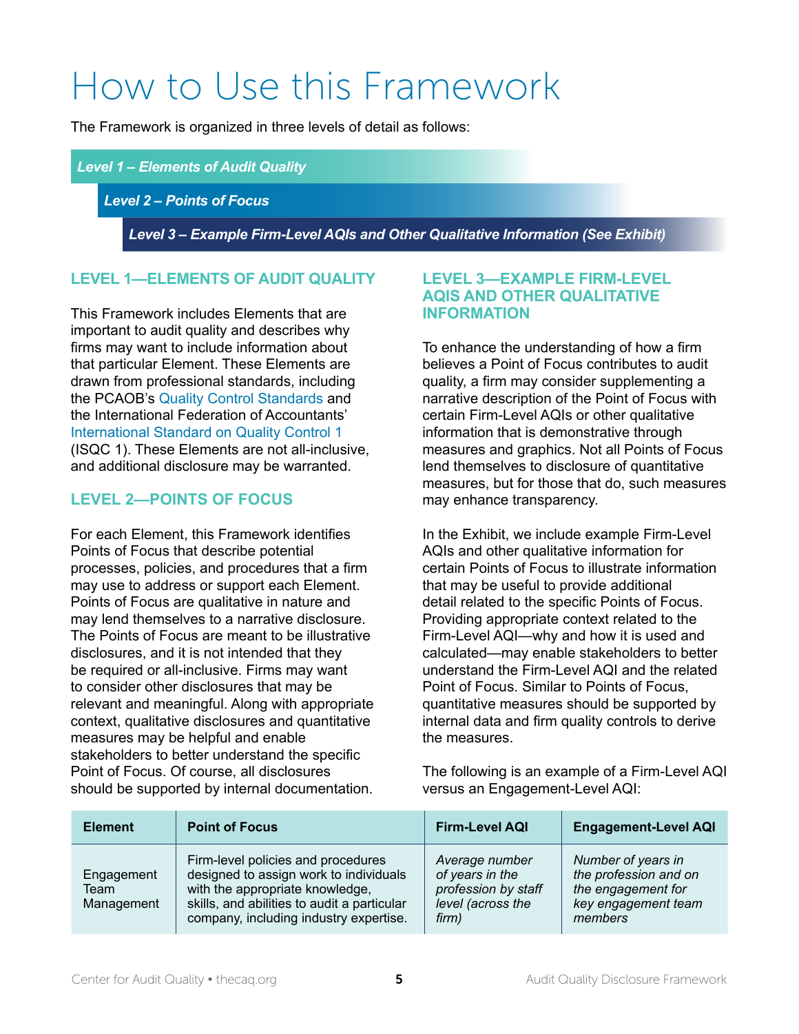# How to Use this Framework

The Framework is organized in three levels of detail as follows:

***Level 1 – Elements of Audit Quality***

***Level 2 – Points of Focus***

***Level 3 – Example Firm-Level AQIs and Other Qualitative Information (See Exhibit)***

## LEVEL 1—ELEMENTS OF AUDIT QUALITY

This Framework includes Elements that are important to audit quality and describes why firms may want to include information about that particular Element. These Elements are drawn from professional standards, including the PCAOB's Quality Control Standards and the International Federation of Accountants' International Standard on Quality Control 1 (ISQC 1). These Elements are not all-inclusive, and additional disclosure may be warranted.

## LEVEL 2—POINTS OF FOCUS

For each Element, this Framework identifies Points of Focus that describe potential processes, policies, and procedures that a firm may use to address or support each Element. Points of Focus are qualitative in nature and may lend themselves to a narrative disclosure. The Points of Focus are meant to be illustrative disclosures, and it is not intended that they be required or all-inclusive. Firms may want to consider other disclosures that may be relevant and meaningful. Along with appropriate context, qualitative disclosures and quantitative measures may be helpful and enable stakeholders to better understand the specific Point of Focus. Of course, all disclosures should be supported by internal documentation.

## LEVEL 3—EXAMPLE FIRM-LEVEL AQIS AND OTHER QUALITATIVE INFORMATION

To enhance the understanding of how a firm believes a Point of Focus contributes to audit quality, a firm may consider supplementing a narrative description of the Point of Focus with certain Firm-Level AQIs or other qualitative information that is demonstrative through measures and graphics. Not all Points of Focus lend themselves to disclosure of quantitative measures, but for those that do, such measures may enhance transparency.

In the Exhibit, we include example Firm-Level AQIs and other qualitative information for certain Points of Focus to illustrate information that may be useful to provide additional detail related to the specific Points of Focus. Providing appropriate context related to the Firm-Level AQI—why and how it is used and calculated—may enable stakeholders to better understand the Firm-Level AQI and the related Point of Focus. Similar to Points of Focus, quantitative measures should be supported by internal data and firm quality controls to derive the measures.

The following is an example of a Firm-Level AQI versus an Engagement-Level AQI:

| Element | Point of Focus | Firm-Level AQI | Engagement-Level AQI |
|---|---|---|---|
| Engagement Team Management | Firm-level policies and procedures designed to assign work to individuals with the appropriate knowledge, skills, and abilities to audit a particular company, including industry expertise. | *Average number of years in the profession by staff level (across the firm)* | *Number of years in the profession and on the engagement for key engagement team members* |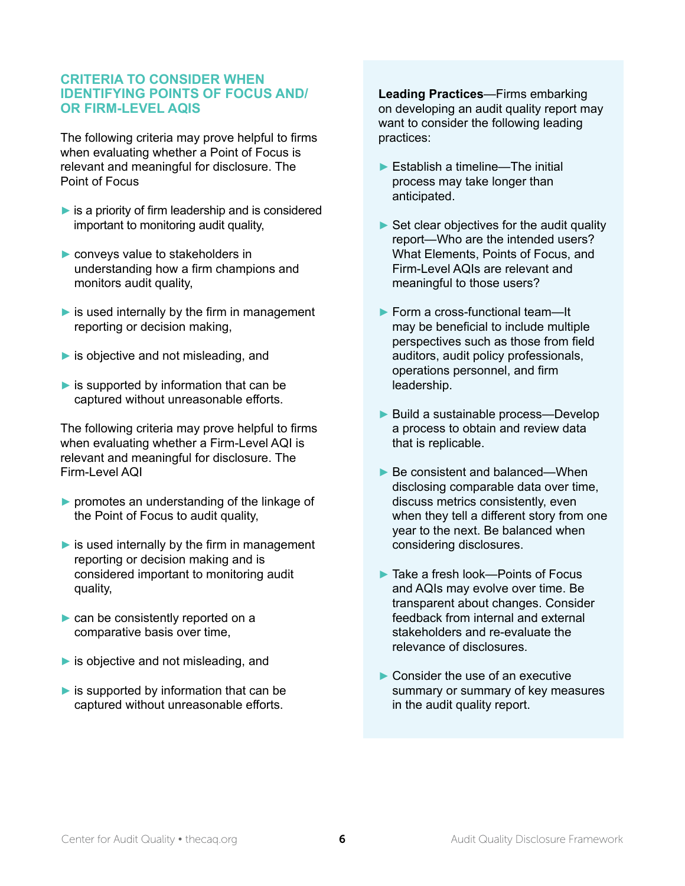## CRITERIA TO CONSIDER WHEN IDENTIFYING POINTS OF FOCUS AND/OR FIRM-LEVEL AQIS

The following criteria may prove helpful to firms when evaluating whether a Point of Focus is relevant and meaningful for disclosure. The Point of Focus

- is a priority of firm leadership and is considered important to monitoring audit quality,
- conveys value to stakeholders in understanding how a firm champions and monitors audit quality,
- is used internally by the firm in management reporting or decision making,
- is objective and not misleading, and
- is supported by information that can be captured without unreasonable efforts.

The following criteria may prove helpful to firms when evaluating whether a Firm-Level AQI is relevant and meaningful for disclosure. The Firm-Level AQI

- promotes an understanding of the linkage of the Point of Focus to audit quality,
- is used internally by the firm in management reporting or decision making and is considered important to monitoring audit quality,
- can be consistently reported on a comparative basis over time,
- is objective and not misleading, and
- is supported by information that can be captured without unreasonable efforts.

**Leading Practices**—Firms embarking on developing an audit quality report may want to consider the following leading practices:

- Establish a timeline—The initial process may take longer than anticipated.
- Set clear objectives for the audit quality report—Who are the intended users? What Elements, Points of Focus, and Firm-Level AQIs are relevant and meaningful to those users?
- Form a cross-functional team—It may be beneficial to include multiple perspectives such as those from field auditors, audit policy professionals, operations personnel, and firm leadership.
- Build a sustainable process—Develop a process to obtain and review data that is replicable.
- Be consistent and balanced—When disclosing comparable data over time, discuss metrics consistently, even when they tell a different story from one year to the next. Be balanced when considering disclosures.
- Take a fresh look—Points of Focus and AQIs may evolve over time. Be transparent about changes. Consider feedback from internal and external stakeholders and re-evaluate the relevance of disclosures.
- Consider the use of an executive summary or summary of key measures in the audit quality report.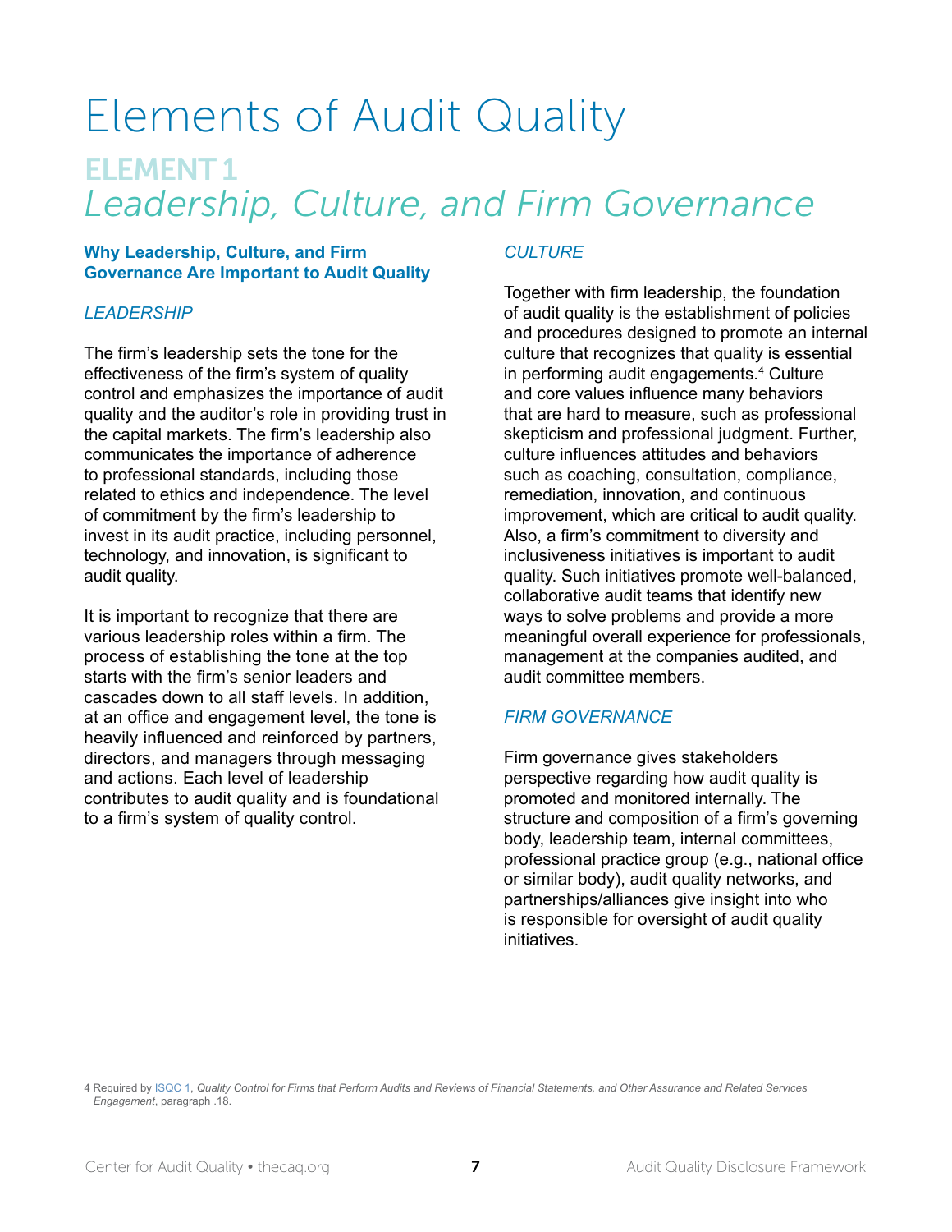# Elements of Audit Quality

## ELEMENT 1

## *Leadership, Culture, and Firm Governance*

### Why Leadership, Culture, and Firm Governance Are Important to Audit Quality

#### *LEADERSHIP*

The firm's leadership sets the tone for the effectiveness of the firm's system of quality control and emphasizes the importance of audit quality and the auditor's role in providing trust in the capital markets. The firm's leadership also communicates the importance of adherence to professional standards, including those related to ethics and independence. The level of commitment by the firm's leadership to invest in its audit practice, including personnel, technology, and innovation, is significant to audit quality.

It is important to recognize that there are various leadership roles within a firm. The process of establishing the tone at the top starts with the firm's senior leaders and cascades down to all staff levels. In addition, at an office and engagement level, the tone is heavily influenced and reinforced by partners, directors, and managers through messaging and actions. Each level of leadership contributes to audit quality and is foundational to a firm's system of quality control.

#### *CULTURE*

Together with firm leadership, the foundation of audit quality is the establishment of policies and procedures designed to promote an internal culture that recognizes that quality is essential in performing audit engagements.[4] Culture and core values influence many behaviors that are hard to measure, such as professional skepticism and professional judgment. Further, culture influences attitudes and behaviors such as coaching, consultation, compliance, remediation, innovation, and continuous improvement, which are critical to audit quality. Also, a firm's commitment to diversity and inclusiveness initiatives is important to audit quality. Such initiatives promote well-balanced, collaborative audit teams that identify new ways to solve problems and provide a more meaningful overall experience for professionals, management at the companies audited, and audit committee members.

#### *FIRM GOVERNANCE*

Firm governance gives stakeholders perspective regarding how audit quality is promoted and monitored internally. The structure and composition of a firm's governing body, leadership team, internal committees, professional practice group (e.g., national office or similar body), audit quality networks, and partnerships/alliances give insight into who is responsible for oversight of audit quality initiatives.

---

4 Required by ISQC 1, *Quality Control for Firms that Perform Audits and Reviews of Financial Statements, and Other Assurance and Related Services Engagement*, paragraph .18.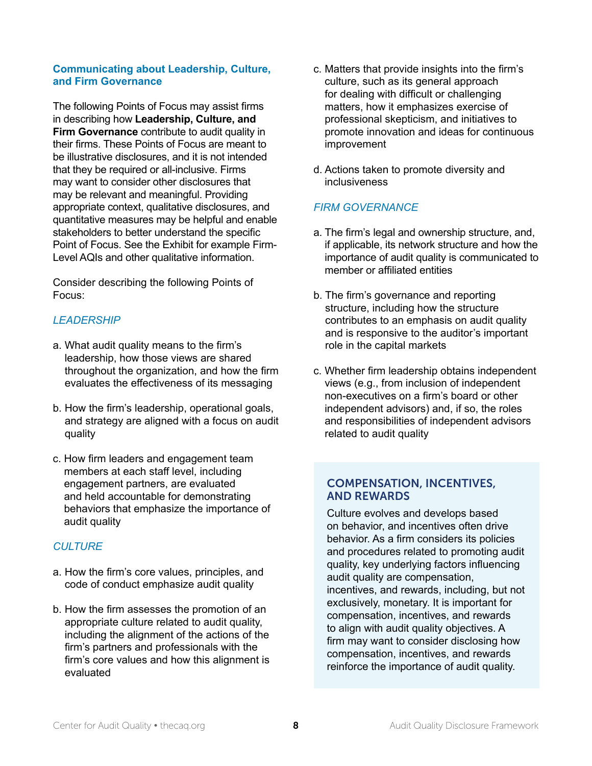### Communicating about Leadership, Culture, and Firm Governance

The following Points of Focus may assist firms in describing how **Leadership, Culture, and Firm Governance** contribute to audit quality in their firms. These Points of Focus are meant to be illustrative disclosures, and it is not intended that they be required or all-inclusive. Firms may want to consider other disclosures that may be relevant and meaningful. Providing appropriate context, qualitative disclosures, and quantitative measures may be helpful and enable stakeholders to better understand the specific Point of Focus. See the Exhibit for example Firm-Level AQIs and other qualitative information.

Consider describing the following Points of Focus:

*LEADERSHIP*

a. What audit quality means to the firm's leadership, how those views are shared throughout the organization, and how the firm evaluates the effectiveness of its messaging

b. How the firm's leadership, operational goals, and strategy are aligned with a focus on audit quality

c. How firm leaders and engagement team members at each staff level, including engagement partners, are evaluated and held accountable for demonstrating behaviors that emphasize the importance of audit quality

*CULTURE*

a. How the firm's core values, principles, and code of conduct emphasize audit quality

b. How the firm assesses the promotion of an appropriate culture related to audit quality, including the alignment of the actions of the firm's partners and professionals with the firm's core values and how this alignment is evaluated

c. Matters that provide insights into the firm's culture, such as its general approach for dealing with difficult or challenging matters, how it emphasizes exercise of professional skepticism, and initiatives to promote innovation and ideas for continuous improvement

d. Actions taken to promote diversity and inclusiveness

*FIRM GOVERNANCE*

a. The firm's legal and ownership structure, and, if applicable, its network structure and how the importance of audit quality is communicated to member or affiliated entities

b. The firm's governance and reporting structure, including how the structure contributes to an emphasis on audit quality and is responsive to the auditor's important role in the capital markets

c. Whether firm leadership obtains independent views (e.g., from inclusion of independent non-executives on a firm's board or other independent advisors) and, if so, the roles and responsibilities of independent advisors related to audit quality

#### COMPENSATION, INCENTIVES, AND REWARDS

Culture evolves and develops based on behavior, and incentives often drive behavior. As a firm considers its policies and procedures related to promoting audit quality, key underlying factors influencing audit quality are compensation, incentives, and rewards, including, but not exclusively, monetary. It is important for compensation, incentives, and rewards to align with audit quality objectives. A firm may want to consider disclosing how compensation, incentives, and rewards reinforce the importance of audit quality.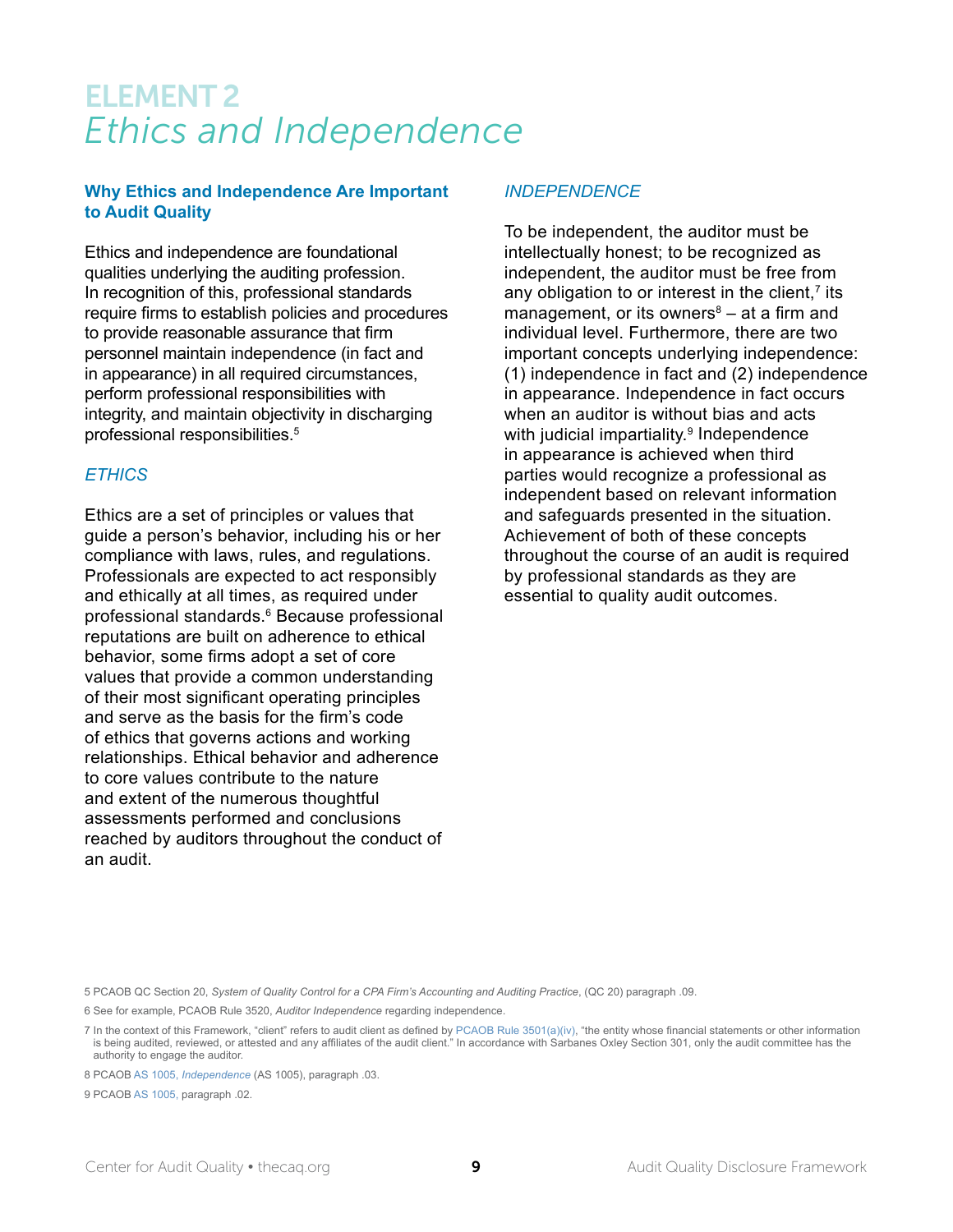# ELEMENT 2
# *Ethics and Independence*

## Why Ethics and Independence Are Important to Audit Quality

Ethics and independence are foundational qualities underlying the auditing profession. In recognition of this, professional standards require firms to establish policies and procedures to provide reasonable assurance that firm personnel maintain independence (in fact and in appearance) in all required circumstances, perform professional responsibilities with integrity, and maintain objectivity in discharging professional responsibilities.[5]

### *ETHICS*

Ethics are a set of principles or values that guide a person's behavior, including his or her compliance with laws, rules, and regulations. Professionals are expected to act responsibly and ethically at all times, as required under professional standards.[6] Because professional reputations are built on adherence to ethical behavior, some firms adopt a set of core values that provide a common understanding of their most significant operating principles and serve as the basis for the firm's code of ethics that governs actions and working relationships. Ethical behavior and adherence to core values contribute to the nature and extent of the numerous thoughtful assessments performed and conclusions reached by auditors throughout the conduct of an audit.

### *INDEPENDENCE*

To be independent, the auditor must be intellectually honest; to be recognized as independent, the auditor must be free from any obligation to or interest in the client,[7] its management, or its owners[8] – at a firm and individual level. Furthermore, there are two important concepts underlying independence: (1) independence in fact and (2) independence in appearance. Independence in fact occurs when an auditor is without bias and acts with judicial impartiality.[9] Independence in appearance is achieved when third parties would recognize a professional as independent based on relevant information and safeguards presented in the situation. Achievement of both of these concepts throughout the course of an audit is required by professional standards as they are essential to quality audit outcomes.

---

5 PCAOB QC Section 20, *System of Quality Control for a CPA Firm's Accounting and Auditing Practice*, (QC 20) paragraph .09.

6 See for example, PCAOB Rule 3520, *Auditor Independence* regarding independence.

7 In the context of this Framework, "client" refers to audit client as defined by PCAOB Rule 3501(a)(iv), "the entity whose financial statements or other information is being audited, reviewed, or attested and any affiliates of the audit client." In accordance with Sarbanes Oxley Section 301, only the audit committee has the authority to engage the auditor.

8 PCAOB AS 1005, *Independence* (AS 1005), paragraph .03.

9 PCAOB AS 1005, paragraph .02.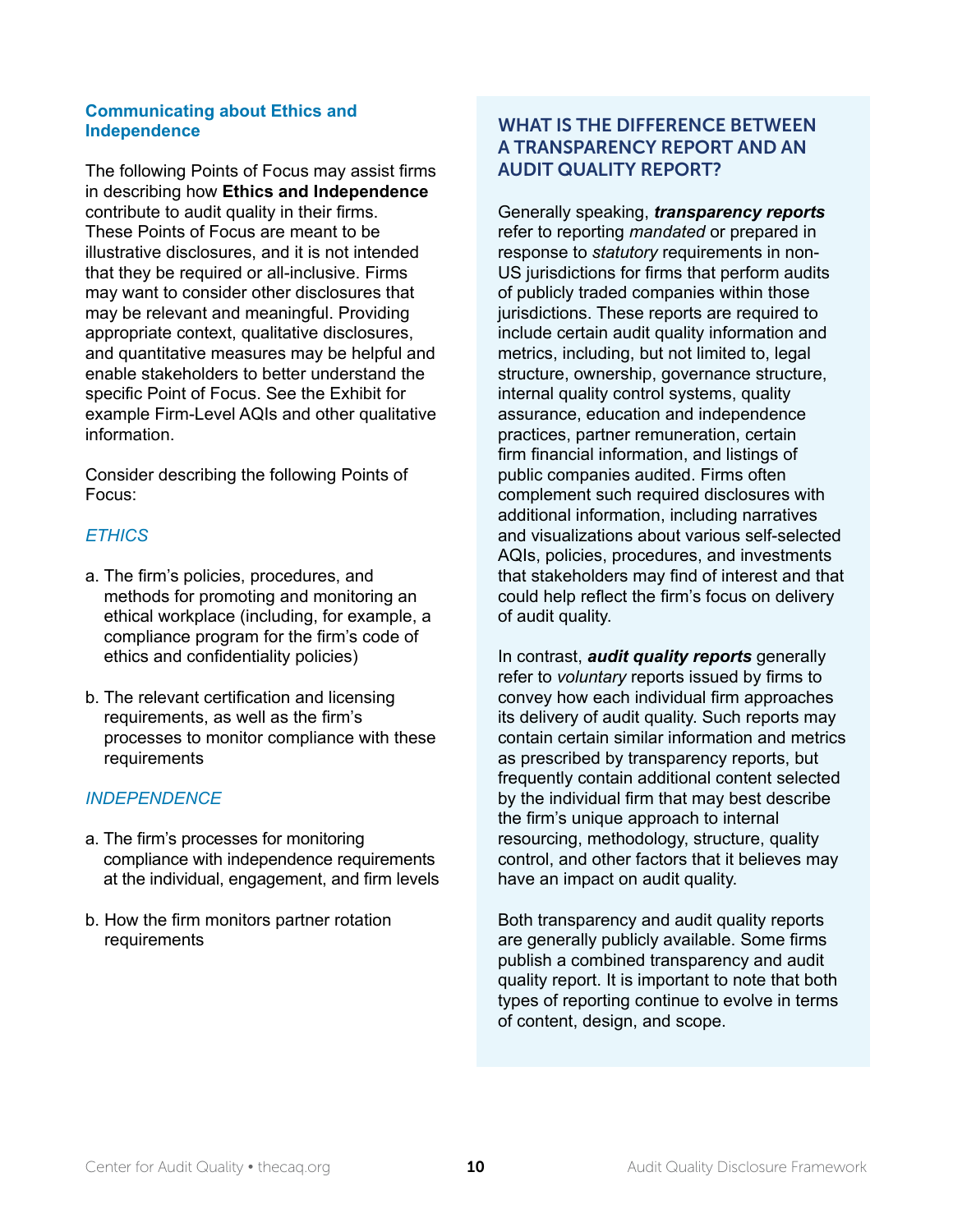### Communicating about Ethics and Independence

The following Points of Focus may assist firms in describing how **Ethics and Independence** contribute to audit quality in their firms. These Points of Focus are meant to be illustrative disclosures, and it is not intended that they be required or all-inclusive. Firms may want to consider other disclosures that may be relevant and meaningful. Providing appropriate context, qualitative disclosures, and quantitative measures may be helpful and enable stakeholders to better understand the specific Point of Focus. See the Exhibit for example Firm-Level AQIs and other qualitative information.

Consider describing the following Points of Focus:

*ETHICS*

a. The firm's policies, procedures, and methods for promoting and monitoring an ethical workplace (including, for example, a compliance program for the firm's code of ethics and confidentiality policies)

b. The relevant certification and licensing requirements, as well as the firm's processes to monitor compliance with these requirements

*INDEPENDENCE*

a. The firm's processes for monitoring compliance with independence requirements at the individual, engagement, and firm levels

b. How the firm monitors partner rotation requirements

### WHAT IS THE DIFFERENCE BETWEEN A TRANSPARENCY REPORT AND AN AUDIT QUALITY REPORT?

Generally speaking, ***transparency reports*** refer to reporting *mandated* or prepared in response to *statutory* requirements in non-US jurisdictions for firms that perform audits of publicly traded companies within those jurisdictions. These reports are required to include certain audit quality information and metrics, including, but not limited to, legal structure, ownership, governance structure, internal quality control systems, quality assurance, education and independence practices, partner remuneration, certain firm financial information, and listings of public companies audited. Firms often complement such required disclosures with additional information, including narratives and visualizations about various self-selected AQIs, policies, procedures, and investments that stakeholders may find of interest and that could help reflect the firm's focus on delivery of audit quality.

In contrast, ***audit quality reports*** generally refer to *voluntary* reports issued by firms to convey how each individual firm approaches its delivery of audit quality. Such reports may contain certain similar information and metrics as prescribed by transparency reports, but frequently contain additional content selected by the individual firm that may best describe the firm's unique approach to internal resourcing, methodology, structure, quality control, and other factors that it believes may have an impact on audit quality.

Both transparency and audit quality reports are generally publicly available. Some firms publish a combined transparency and audit quality report. It is important to note that both types of reporting continue to evolve in terms of content, design, and scope.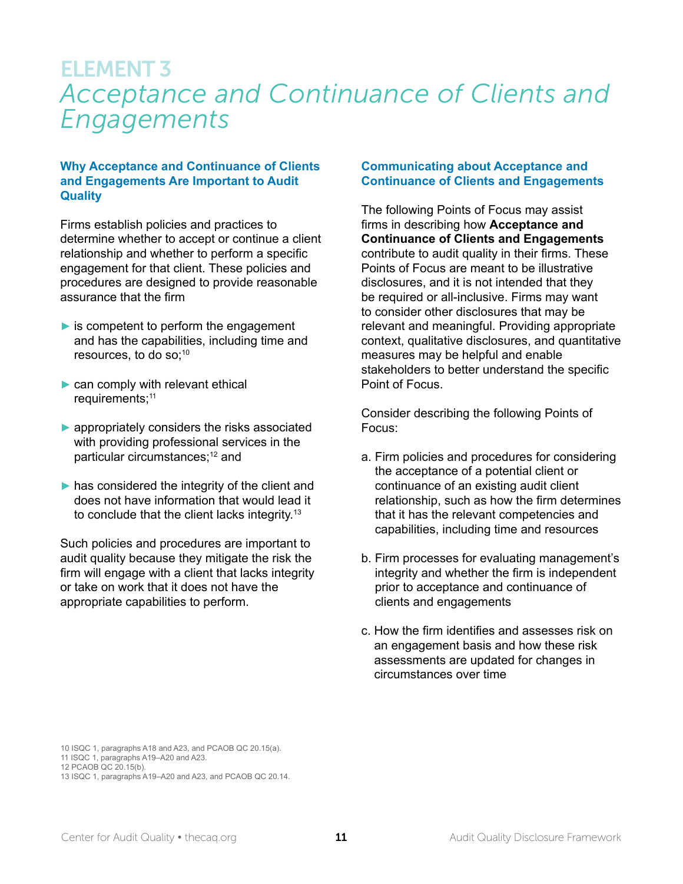# ELEMENT 3
# *Acceptance and Continuance of Clients and Engagements*

### Why Acceptance and Continuance of Clients and Engagements Are Important to Audit Quality

Firms establish policies and practices to determine whether to accept or continue a client relationship and whether to perform a specific engagement for that client. These policies and procedures are designed to provide reasonable assurance that the firm

- is competent to perform the engagement and has the capabilities, including time and resources, to do so;[10]
- can comply with relevant ethical requirements;[11]
- appropriately considers the risks associated with providing professional services in the particular circumstances;[12] and
- has considered the integrity of the client and does not have information that would lead it to conclude that the client lacks integrity.[13]

Such policies and procedures are important to audit quality because they mitigate the risk the firm will engage with a client that lacks integrity or take on work that it does not have the appropriate capabilities to perform.

### Communicating about Acceptance and Continuance of Clients and Engagements

The following Points of Focus may assist firms in describing how **Acceptance and Continuance of Clients and Engagements** contribute to audit quality in their firms. These Points of Focus are meant to be illustrative disclosures, and it is not intended that they be required or all-inclusive. Firms may want to consider other disclosures that may be relevant and meaningful. Providing appropriate context, qualitative disclosures, and quantitative measures may be helpful and enable stakeholders to better understand the specific Point of Focus.

Consider describing the following Points of Focus:

a. Firm policies and procedures for considering the acceptance of a potential client or continuance of an existing audit client relationship, such as how the firm determines that it has the relevant competencies and capabilities, including time and resources

b. Firm processes for evaluating management's integrity and whether the firm is independent prior to acceptance and continuance of clients and engagements

c. How the firm identifies and assesses risk on an engagement basis and how these risk assessments are updated for changes in circumstances over time

10 ISQC 1, paragraphs A18 and A23, and PCAOB QC 20.15(a).
11 ISQC 1, paragraphs A19–A20 and A23.
12 PCAOB QC 20.15(b).
13 ISQC 1, paragraphs A19–A20 and A23, and PCAOB QC 20.14.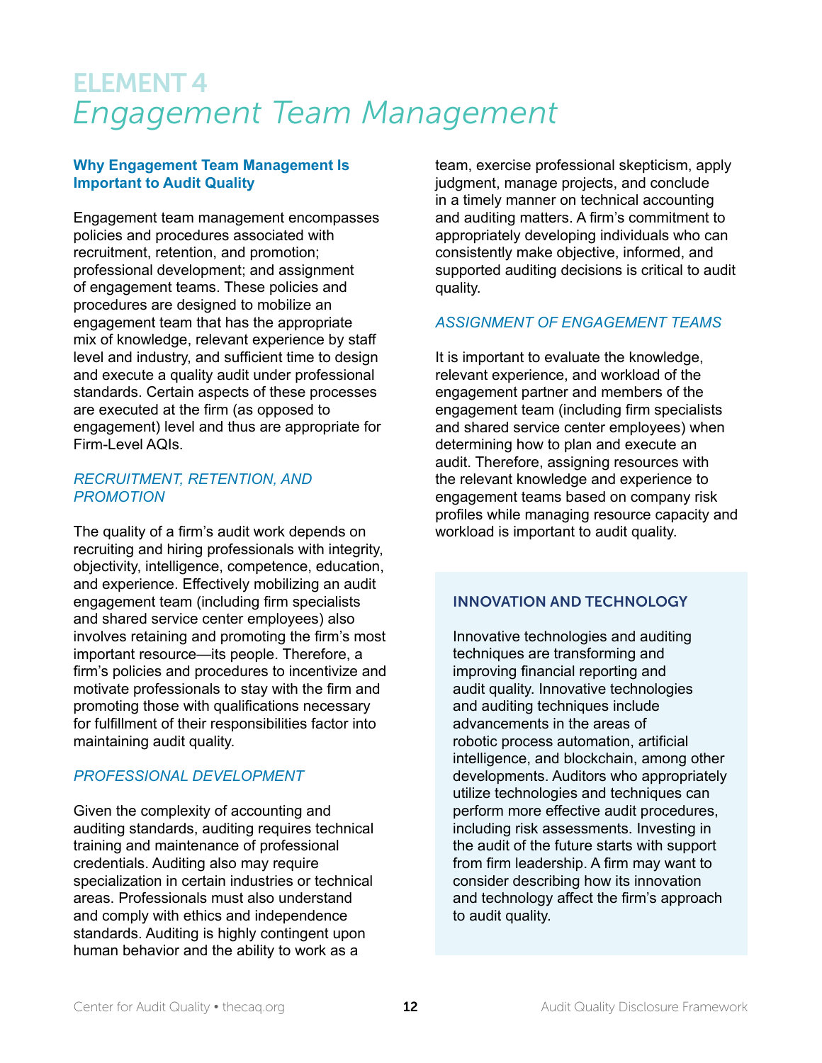# ELEMENT 4
# *Engagement Team Management*

**Why Engagement Team Management Is Important to Audit Quality**

Engagement team management encompasses policies and procedures associated with recruitment, retention, and promotion; professional development; and assignment of engagement teams. These policies and procedures are designed to mobilize an engagement team that has the appropriate mix of knowledge, relevant experience by staff level and industry, and sufficient time to design and execute a quality audit under professional standards. Certain aspects of these processes are executed at the firm (as opposed to engagement) level and thus are appropriate for Firm-Level AQIs.

*RECRUITMENT, RETENTION, AND PROMOTION*

The quality of a firm's audit work depends on recruiting and hiring professionals with integrity, objectivity, intelligence, competence, education, and experience. Effectively mobilizing an audit engagement team (including firm specialists and shared service center employees) also involves retaining and promoting the firm's most important resource—its people. Therefore, a firm's policies and procedures to incentivize and motivate professionals to stay with the firm and promoting those with qualifications necessary for fulfillment of their responsibilities factor into maintaining audit quality.

*PROFESSIONAL DEVELOPMENT*

Given the complexity of accounting and auditing standards, auditing requires technical training and maintenance of professional credentials. Auditing also may require specialization in certain industries or technical areas. Professionals must also understand and comply with ethics and independence standards. Auditing is highly contingent upon human behavior and the ability to work as a team, exercise professional skepticism, apply judgment, manage projects, and conclude in a timely manner on technical accounting and auditing matters. A firm's commitment to appropriately developing individuals who can consistently make objective, informed, and supported auditing decisions is critical to audit quality.

*ASSIGNMENT OF ENGAGEMENT TEAMS*

It is important to evaluate the knowledge, relevant experience, and workload of the engagement partner and members of the engagement team (including firm specialists and shared service center employees) when determining how to plan and execute an audit. Therefore, assigning resources with the relevant knowledge and experience to engagement teams based on company risk profiles while managing resource capacity and workload is important to audit quality.

**INNOVATION AND TECHNOLOGY**

Innovative technologies and auditing techniques are transforming and improving financial reporting and audit quality. Innovative technologies and auditing techniques include advancements in the areas of robotic process automation, artificial intelligence, and blockchain, among other developments. Auditors who appropriately utilize technologies and techniques can perform more effective audit procedures, including risk assessments. Investing in the audit of the future starts with support from firm leadership. A firm may want to consider describing how its innovation and technology affect the firm's approach to audit quality.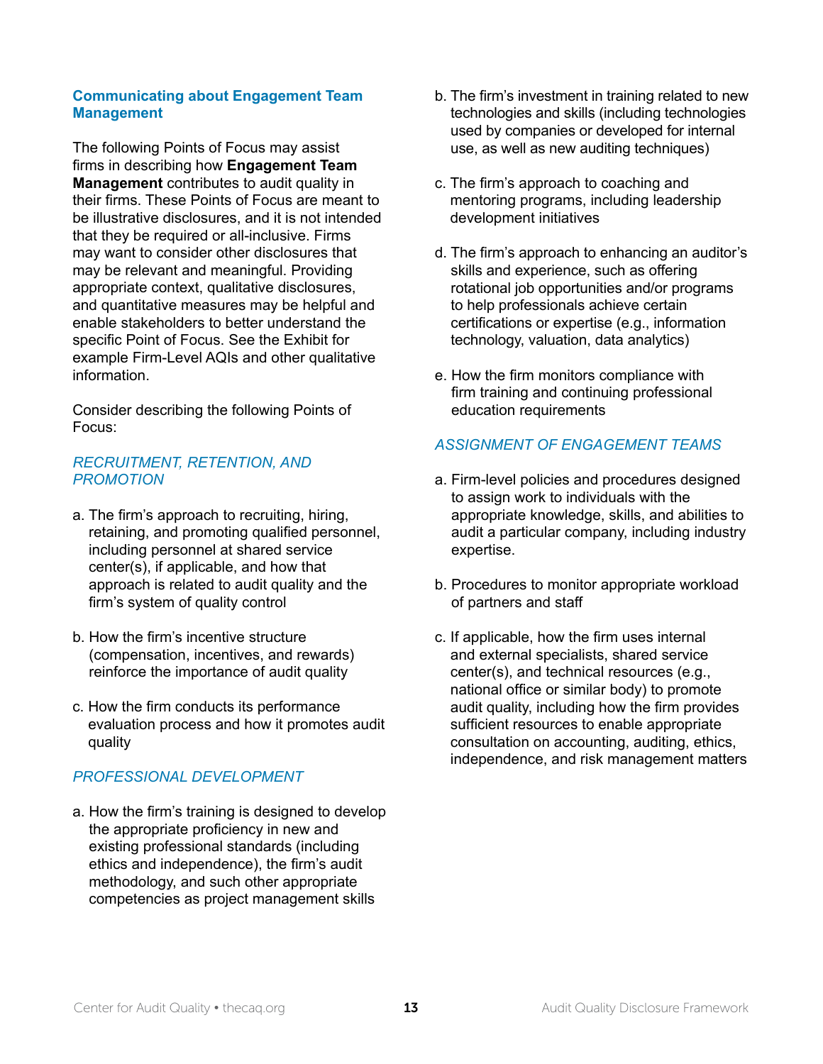## Communicating about Engagement Team Management

The following Points of Focus may assist firms in describing how **Engagement Team Management** contributes to audit quality in their firms. These Points of Focus are meant to be illustrative disclosures, and it is not intended that they be required or all-inclusive. Firms may want to consider other disclosures that may be relevant and meaningful. Providing appropriate context, qualitative disclosures, and quantitative measures may be helpful and enable stakeholders to better understand the specific Point of Focus. See the Exhibit for example Firm-Level AQIs and other qualitative information.

Consider describing the following Points of Focus:

### *RECRUITMENT, RETENTION, AND PROMOTION*

a. The firm's approach to recruiting, hiring, retaining, and promoting qualified personnel, including personnel at shared service center(s), if applicable, and how that approach is related to audit quality and the firm's system of quality control

b. How the firm's incentive structure (compensation, incentives, and rewards) reinforce the importance of audit quality

c. How the firm conducts its performance evaluation process and how it promotes audit quality

### *PROFESSIONAL DEVELOPMENT*

a. How the firm's training is designed to develop the appropriate proficiency in new and existing professional standards (including ethics and independence), the firm's audit methodology, and such other appropriate competencies as project management skills

b. The firm's investment in training related to new technologies and skills (including technologies used by companies or developed for internal use, as well as new auditing techniques)

c. The firm's approach to coaching and mentoring programs, including leadership development initiatives

d. The firm's approach to enhancing an auditor's skills and experience, such as offering rotational job opportunities and/or programs to help professionals achieve certain certifications or expertise (e.g., information technology, valuation, data analytics)

e. How the firm monitors compliance with firm training and continuing professional education requirements

### *ASSIGNMENT OF ENGAGEMENT TEAMS*

a. Firm-level policies and procedures designed to assign work to individuals with the appropriate knowledge, skills, and abilities to audit a particular company, including industry expertise.

b. Procedures to monitor appropriate workload of partners and staff

c. If applicable, how the firm uses internal and external specialists, shared service center(s), and technical resources (e.g., national office or similar body) to promote audit quality, including how the firm provides sufficient resources to enable appropriate consultation on accounting, auditing, ethics, independence, and risk management matters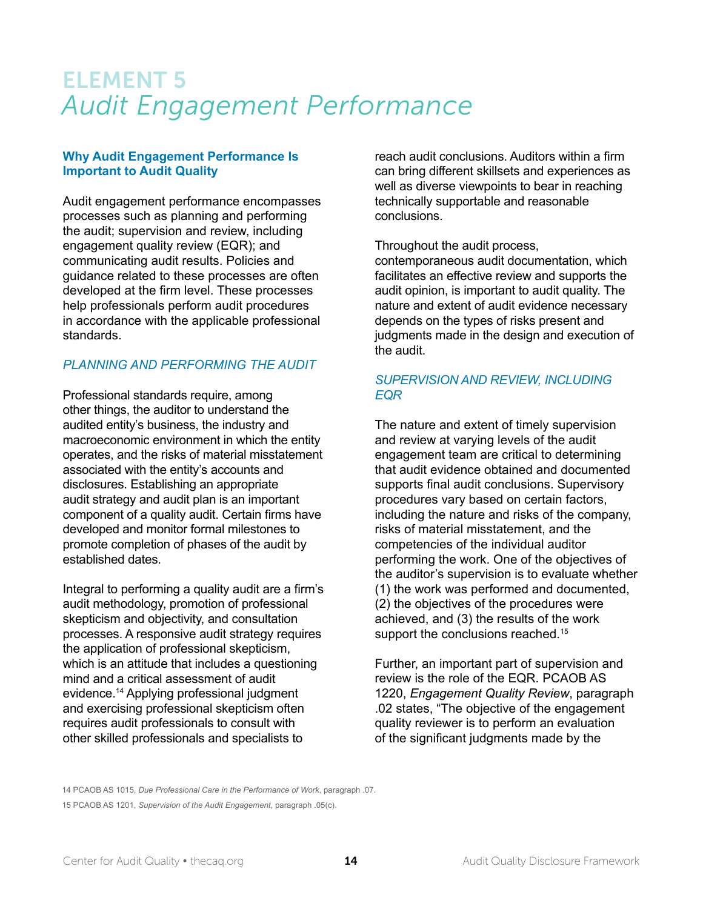# ELEMENT 5
## *Audit Engagement Performance*

### Why Audit Engagement Performance Is Important to Audit Quality

Audit engagement performance encompasses processes such as planning and performing the audit; supervision and review, including engagement quality review (EQR); and communicating audit results. Policies and guidance related to these processes are often developed at the firm level. These processes help professionals perform audit procedures in accordance with the applicable professional standards.

#### *PLANNING AND PERFORMING THE AUDIT*

Professional standards require, among other things, the auditor to understand the audited entity's business, the industry and macroeconomic environment in which the entity operates, and the risks of material misstatement associated with the entity's accounts and disclosures. Establishing an appropriate audit strategy and audit plan is an important component of a quality audit. Certain firms have developed and monitor formal milestones to promote completion of phases of the audit by established dates.

Integral to performing a quality audit are a firm's audit methodology, promotion of professional skepticism and objectivity, and consultation processes. A responsive audit strategy requires the application of professional skepticism, which is an attitude that includes a questioning mind and a critical assessment of audit evidence.[14] Applying professional judgment and exercising professional skepticism often requires audit professionals to consult with other skilled professionals and specialists to reach audit conclusions. Auditors within a firm can bring different skillsets and experiences as well as diverse viewpoints to bear in reaching technically supportable and reasonable conclusions.

Throughout the audit process, contemporaneous audit documentation, which facilitates an effective review and supports the audit opinion, is important to audit quality. The nature and extent of audit evidence necessary depends on the types of risks present and judgments made in the design and execution of the audit.

#### *SUPERVISION AND REVIEW, INCLUDING EQR*

The nature and extent of timely supervision and review at varying levels of the audit engagement team are critical to determining that audit evidence obtained and documented supports final audit conclusions. Supervisory procedures vary based on certain factors, including the nature and risks of the company, risks of material misstatement, and the competencies of the individual auditor performing the work. One of the objectives of the auditor's supervision is to evaluate whether (1) the work was performed and documented, (2) the objectives of the procedures were achieved, and (3) the results of the work support the conclusions reached.[15]

Further, an important part of supervision and review is the role of the EQR. PCAOB AS 1220, *Engagement Quality Review*, paragraph .02 states, "The objective of the engagement quality reviewer is to perform an evaluation of the significant judgments made by the

14 PCAOB AS 1015, *Due Professional Care in the Performance of Work*, paragraph .07.

15 PCAOB AS 1201, *Supervision of the Audit Engagement*, paragraph .05(c).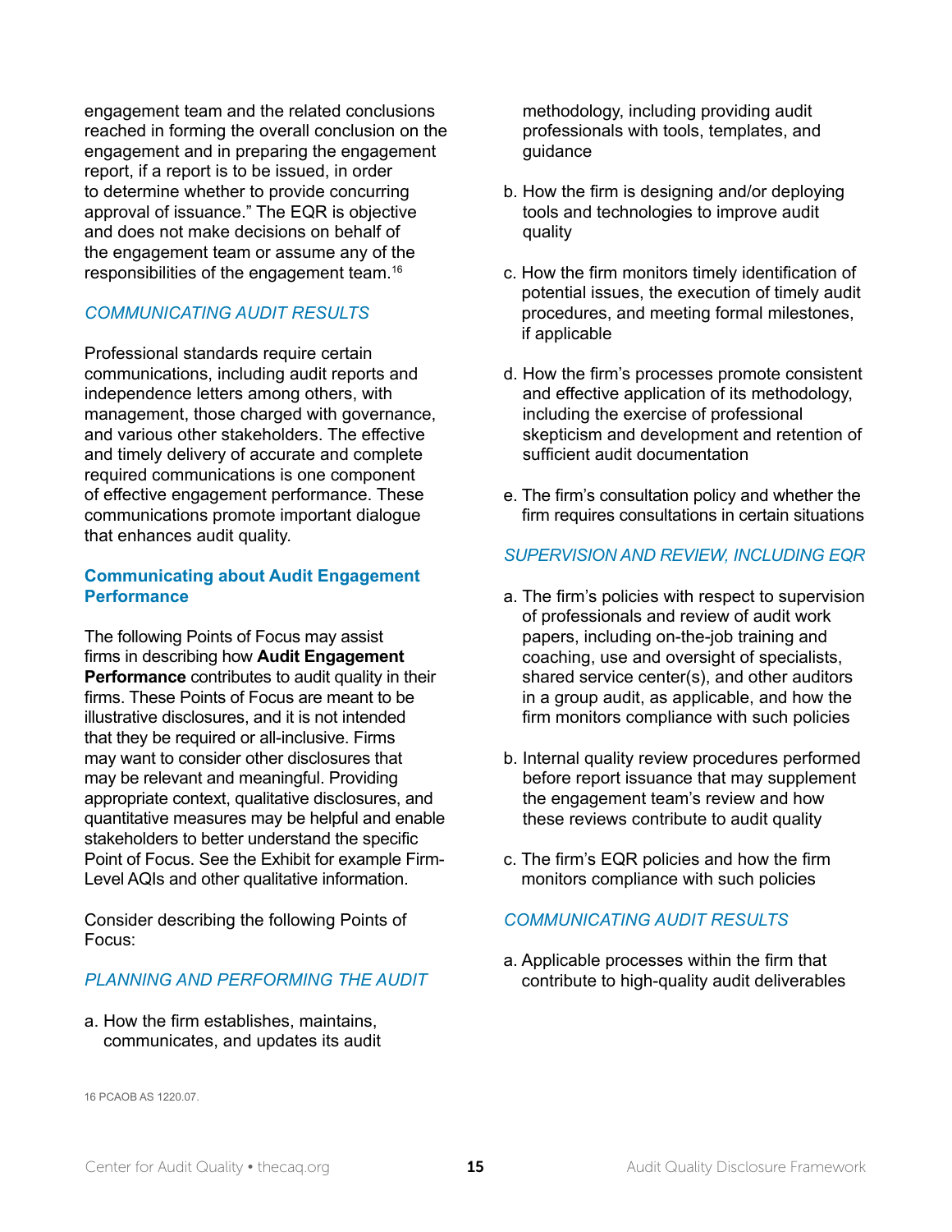engagement team and the related conclusions reached in forming the overall conclusion on the engagement and in preparing the engagement report, if a report is to be issued, in order to determine whether to provide concurring approval of issuance." The EQR is objective and does not make decisions on behalf of the engagement team or assume any of the responsibilities of the engagement team.[16]

### *COMMUNICATING AUDIT RESULTS*

Professional standards require certain communications, including audit reports and independence letters among others, with management, those charged with governance, and various other stakeholders. The effective and timely delivery of accurate and complete required communications is one component of effective engagement performance. These communications promote important dialogue that enhances audit quality.

### Communicating about Audit Engagement Performance

The following Points of Focus may assist firms in describing how **Audit Engagement Performance** contributes to audit quality in their firms. These Points of Focus are meant to be illustrative disclosures, and it is not intended that they be required or all-inclusive. Firms may want to consider other disclosures that may be relevant and meaningful. Providing appropriate context, qualitative disclosures, and quantitative measures may be helpful and enable stakeholders to better understand the specific Point of Focus. See the Exhibit for example Firm-Level AQIs and other qualitative information.

Consider describing the following Points of Focus:

#### *PLANNING AND PERFORMING THE AUDIT*

a. How the firm establishes, maintains, communicates, and updates its audit methodology, including providing audit professionals with tools, templates, and guidance

b. How the firm is designing and/or deploying tools and technologies to improve audit quality

c. How the firm monitors timely identification of potential issues, the execution of timely audit procedures, and meeting formal milestones, if applicable

d. How the firm's processes promote consistent and effective application of its methodology, including the exercise of professional skepticism and development and retention of sufficient audit documentation

e. The firm's consultation policy and whether the firm requires consultations in certain situations

#### *SUPERVISION AND REVIEW, INCLUDING EQR*

a. The firm's policies with respect to supervision of professionals and review of audit work papers, including on-the-job training and coaching, use and oversight of specialists, shared service center(s), and other auditors in a group audit, as applicable, and how the firm monitors compliance with such policies

b. Internal quality review procedures performed before report issuance that may supplement the engagement team's review and how these reviews contribute to audit quality

c. The firm's EQR policies and how the firm monitors compliance with such policies

#### *COMMUNICATING AUDIT RESULTS*

a. Applicable processes within the firm that contribute to high-quality audit deliverables

16 PCAOB AS 1220.07.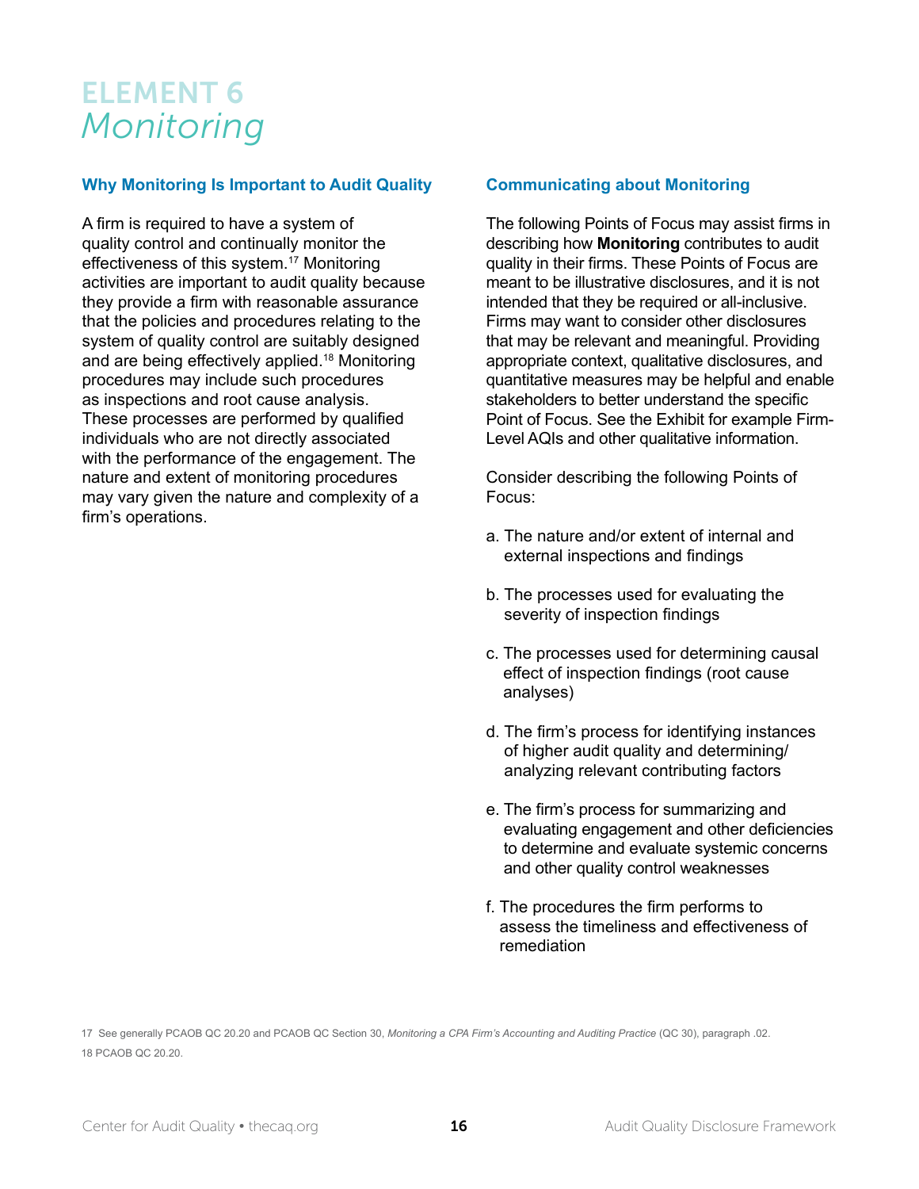# ELEMENT 6
# *Monitoring*

### Why Monitoring Is Important to Audit Quality

A firm is required to have a system of quality control and continually monitor the effectiveness of this system.[17] Monitoring activities are important to audit quality because they provide a firm with reasonable assurance that the policies and procedures relating to the system of quality control are suitably designed and are being effectively applied.[18] Monitoring procedures may include such procedures as inspections and root cause analysis. These processes are performed by qualified individuals who are not directly associated with the performance of the engagement. The nature and extent of monitoring procedures may vary given the nature and complexity of a firm's operations.

### Communicating about Monitoring

The following Points of Focus may assist firms in describing how **Monitoring** contributes to audit quality in their firms. These Points of Focus are meant to be illustrative disclosures, and it is not intended that they be required or all-inclusive. Firms may want to consider other disclosures that may be relevant and meaningful. Providing appropriate context, qualitative disclosures, and quantitative measures may be helpful and enable stakeholders to better understand the specific Point of Focus. See the Exhibit for example Firm-Level AQIs and other qualitative information.

Consider describing the following Points of Focus:

a. The nature and/or extent of internal and external inspections and findings

b. The processes used for evaluating the severity of inspection findings

c. The processes used for determining causal effect of inspection findings (root cause analyses)

d. The firm's process for identifying instances of higher audit quality and determining/analyzing relevant contributing factors

e. The firm's process for summarizing and evaluating engagement and other deficiencies to determine and evaluate systemic concerns and other quality control weaknesses

f. The procedures the firm performs to assess the timeliness and effectiveness of remediation

17 See generally PCAOB QC 20.20 and PCAOB QC Section 30, *Monitoring a CPA Firm's Accounting and Auditing Practice* (QC 30), paragraph .02.
18 PCAOB QC 20.20.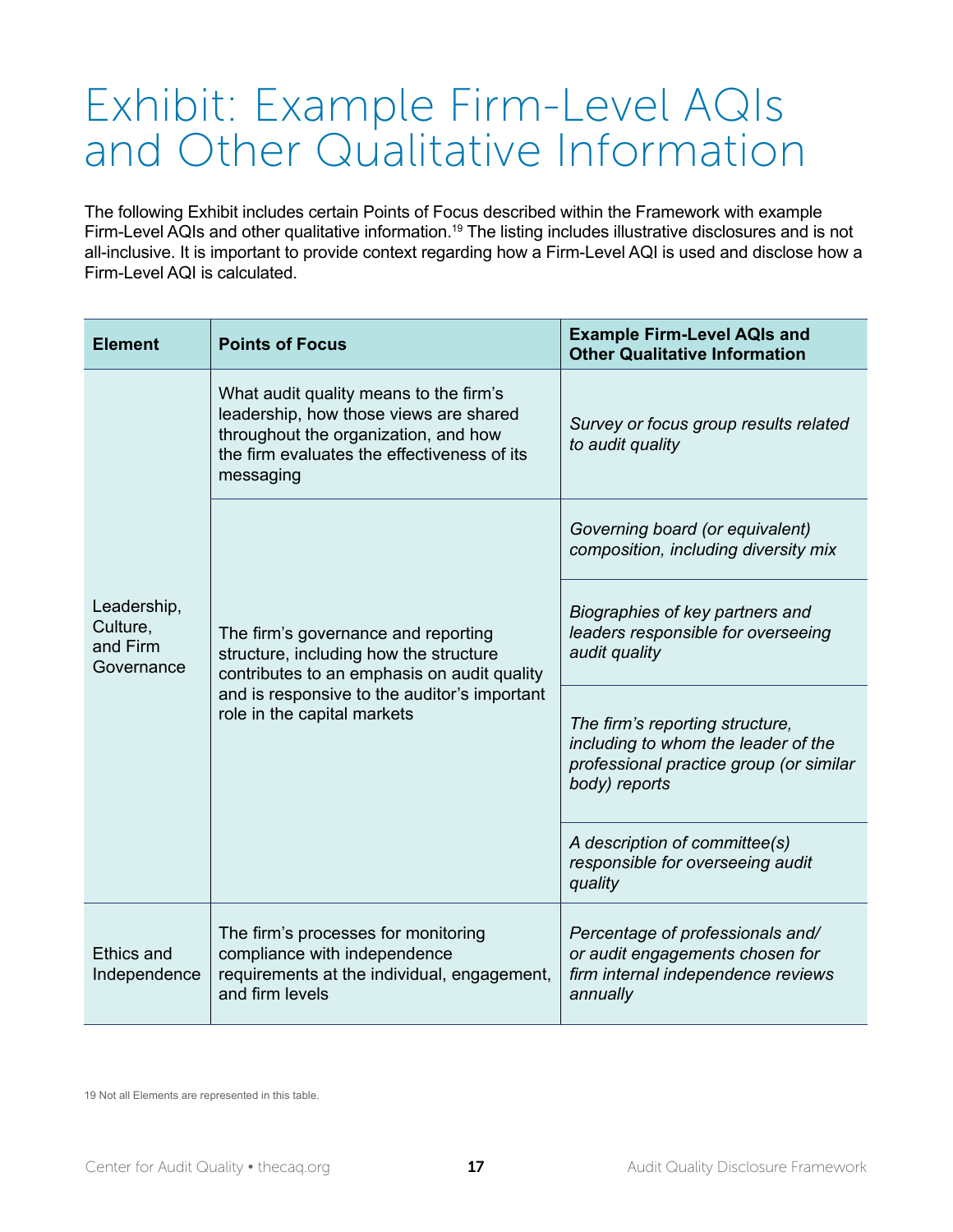# Exhibit: Example Firm-Level AQIs and Other Qualitative Information

The following Exhibit includes certain Points of Focus described within the Framework with example Firm-Level AQIs and other qualitative information.[19] The listing includes illustrative disclosures and is not all-inclusive. It is important to provide context regarding how a Firm-Level AQI is used and disclose how a Firm-Level AQI is calculated.

| Element | Points of Focus | Example Firm-Level AQIs and Other Qualitative Information |
|---|---|---|
| Leadership, Culture, and Firm Governance | What audit quality means to the firm's leadership, how those views are shared throughout the organization, and how the firm evaluates the effectiveness of its messaging | *Survey or focus group results related to audit quality* |
| | The firm's governance and reporting structure, including how the structure contributes to an emphasis on audit quality and is responsive to the auditor's important role in the capital markets | *Governing board (or equivalent) composition, including diversity mix* |
| | | *Biographies of key partners and leaders responsible for overseeing audit quality* |
| | | *The firm's reporting structure, including to whom the leader of the professional practice group (or similar body) reports* |
| | | *A description of committee(s) responsible for overseeing audit quality* |
| Ethics and Independence | The firm's processes for monitoring compliance with independence requirements at the individual, engagement, and firm levels | *Percentage of professionals and/or audit engagements chosen for firm internal independence reviews annually* |

19 Not all Elements are represented in this table.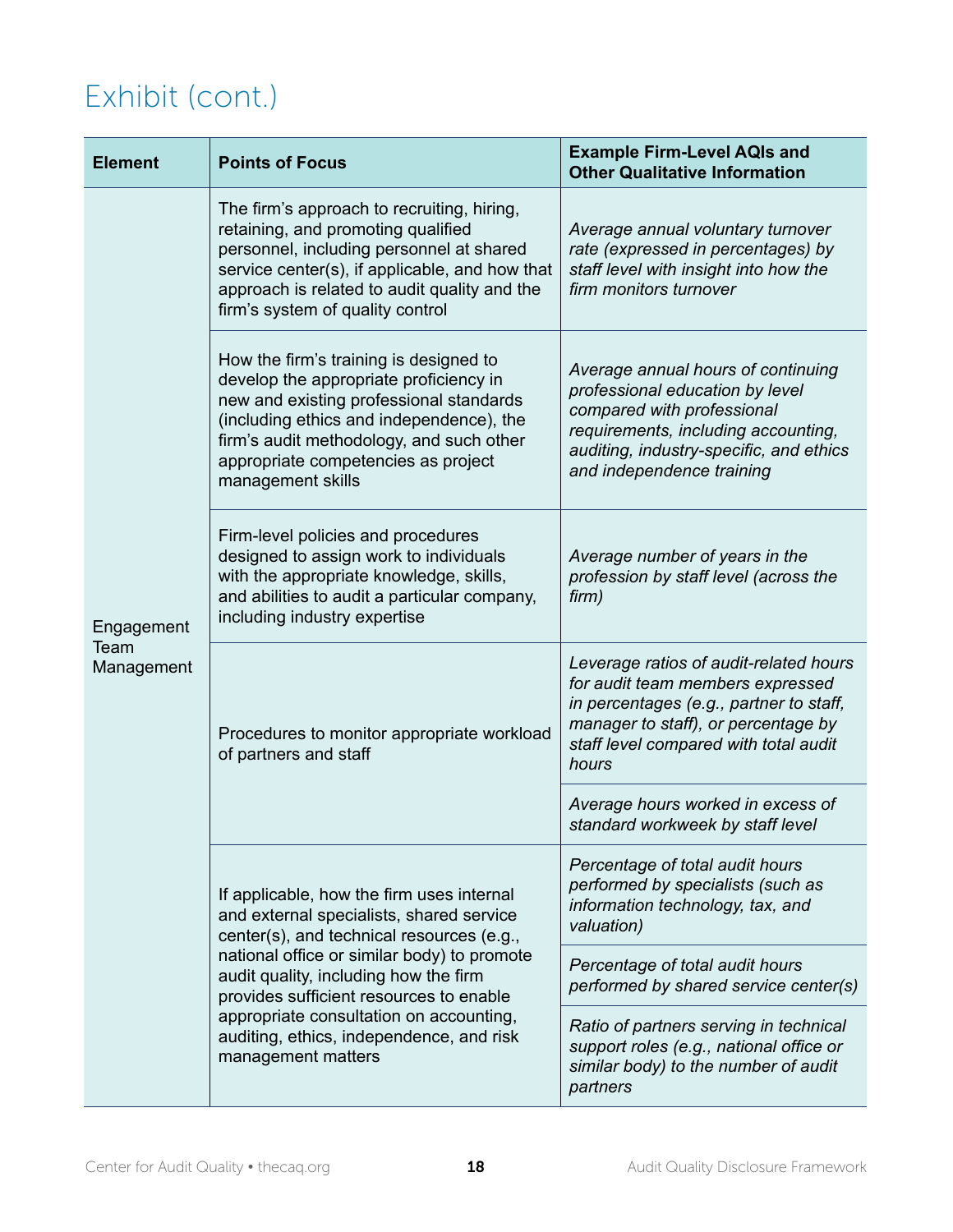## Exhibit (cont.)

| Element | Points of Focus | Example Firm-Level AQIs and Other Qualitative Information |
|---|---|---|
| Engagement Team Management | The firm's approach to recruiting, hiring, retaining, and promoting qualified personnel, including personnel at shared service center(s), if applicable, and how that approach is related to audit quality and the firm's system of quality control | *Average annual voluntary turnover rate (expressed in percentages) by staff level with insight into how the firm monitors turnover* |
| | How the firm's training is designed to develop the appropriate proficiency in new and existing professional standards (including ethics and independence), the firm's audit methodology, and such other appropriate competencies as project management skills | *Average annual hours of continuing professional education by level compared with professional requirements, including accounting, auditing, industry-specific, and ethics and independence training* |
| | Firm-level policies and procedures designed to assign work to individuals with the appropriate knowledge, skills, and abilities to audit a particular company, including industry expertise | *Average number of years in the profession by staff level (across the firm)* |
| | Procedures to monitor appropriate workload of partners and staff | *Leverage ratios of audit-related hours for audit team members expressed in percentages (e.g., partner to staff, manager to staff), or percentage by staff level compared with total audit hours* |
| | | *Average hours worked in excess of standard workweek by staff level* |
| | If applicable, how the firm uses internal and external specialists, shared service center(s), and technical resources (e.g., national office or similar body) to promote audit quality, including how the firm provides sufficient resources to enable appropriate consultation on accounting, auditing, ethics, independence, and risk management matters | *Percentage of total audit hours performed by specialists (such as information technology, tax, and valuation)* |
| | | *Percentage of total audit hours performed by shared service center(s)* |
| | | *Ratio of partners serving in technical support roles (e.g., national office or similar body) to the number of audit partners* |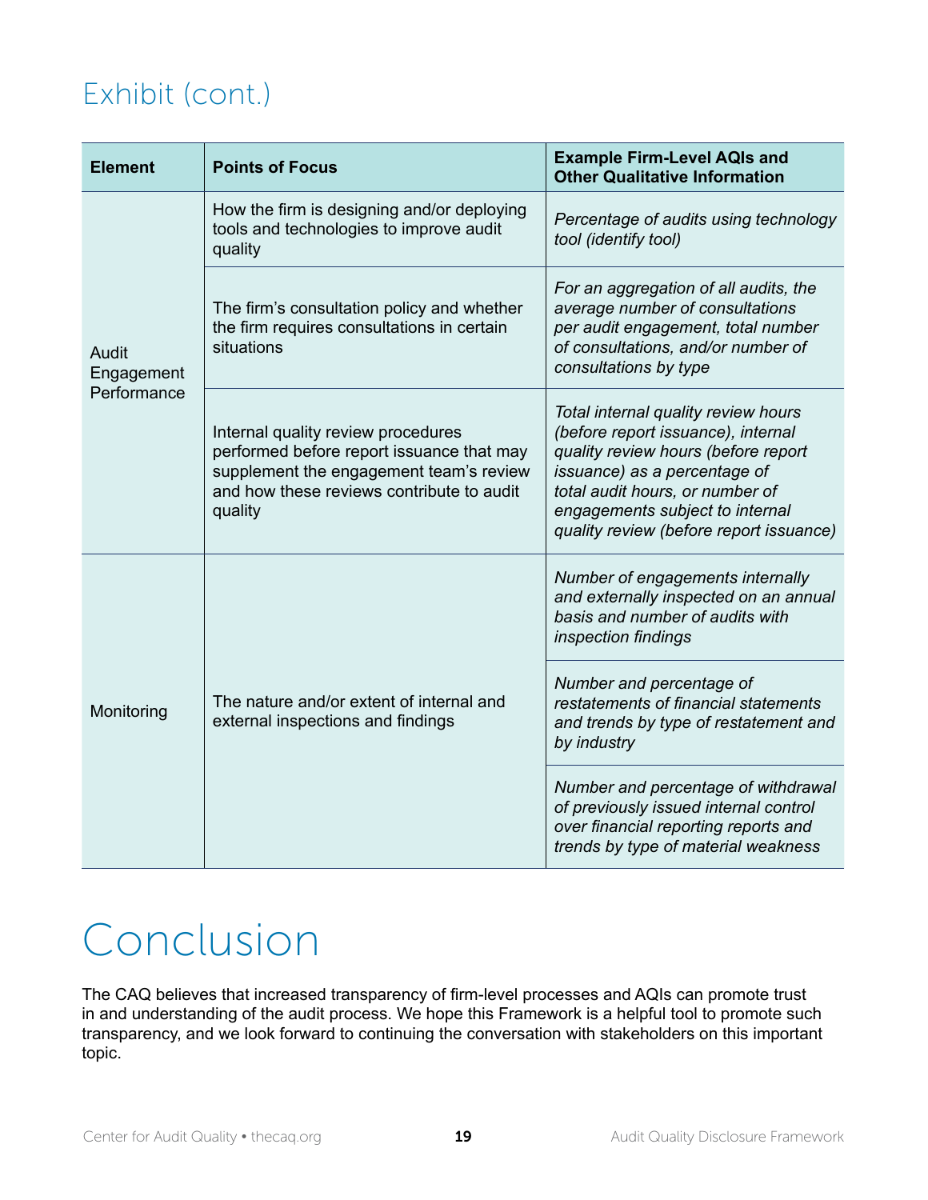## Exhibit (cont.)

| Element | Points of Focus | Example Firm-Level AQIs and Other Qualitative Information |
|---|---|---|
| Audit Engagement Performance | How the firm is designing and/or deploying tools and technologies to improve audit quality | *Percentage of audits using technology tool (identify tool)* |
| | The firm's consultation policy and whether the firm requires consultations in certain situations | *For an aggregation of all audits, the average number of consultations per audit engagement, total number of consultations, and/or number of consultations by type* |
| | Internal quality review procedures performed before report issuance that may supplement the engagement team's review and how these reviews contribute to audit quality | *Total internal quality review hours (before report issuance), internal quality review hours (before report issuance) as a percentage of total audit hours, or number of engagements subject to internal quality review (before report issuance)* |
| Monitoring | The nature and/or extent of internal and external inspections and findings | *Number of engagements internally and externally inspected on an annual basis and number of audits with inspection findings* |
| | | *Number and percentage of restatements of financial statements and trends by type of restatement and by industry* |
| | | *Number and percentage of withdrawal of previously issued internal control over financial reporting reports and trends by type of material weakness* |

# Conclusion

The CAQ believes that increased transparency of firm-level processes and AQIs can promote trust in and understanding of the audit process. We hope this Framework is a helpful tool to promote such transparency, and we look forward to continuing the conversation with stakeholders on this important topic.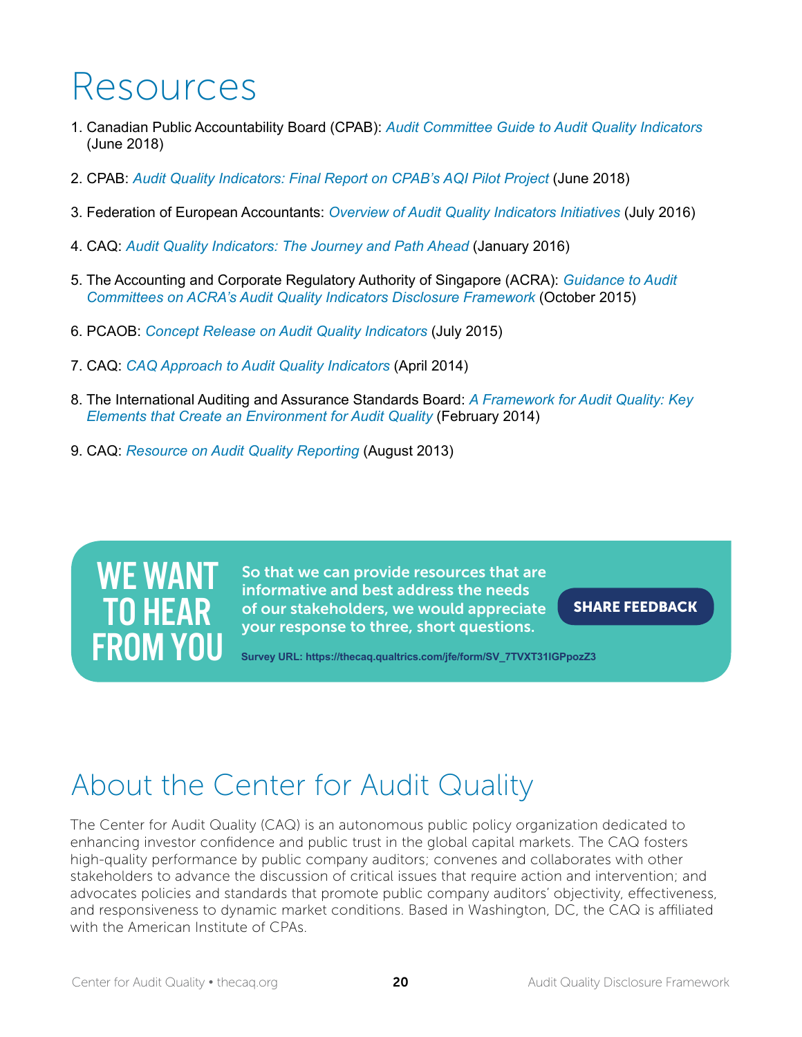# Resources

1. Canadian Public Accountability Board (CPAB): *Audit Committee Guide to Audit Quality Indicators* (June 2018)
2. CPAB: *Audit Quality Indicators: Final Report on CPAB's AQI Pilot Project* (June 2018)
3. Federation of European Accountants: *Overview of Audit Quality Indicators Initiatives* (July 2016)
4. CAQ: *Audit Quality Indicators: The Journey and Path Ahead* (January 2016)
5. The Accounting and Corporate Regulatory Authority of Singapore (ACRA): *Guidance to Audit Committees on ACRA's Audit Quality Indicators Disclosure Framework* (October 2015)
6. PCAOB: *Concept Release on Audit Quality Indicators* (July 2015)
7. CAQ: *CAQ Approach to Audit Quality Indicators* (April 2014)
8. The International Auditing and Assurance Standards Board: *A Framework for Audit Quality: Key Elements that Create an Environment for Audit Quality* (February 2014)
9. CAQ: *Resource on Audit Quality Reporting* (August 2013)

**WE WANT TO HEAR FROM YOU**

**So that we can provide resources that are informative and best address the needs of our stakeholders, we would appreciate your response to three, short questions.**

**SHARE FEEDBACK**

**Survey URL: https://thecaq.qualtrics.com/jfe/form/SV_7TVXT31IGPpozZ3**

## About the Center for Audit Quality

The Center for Audit Quality (CAQ) is an autonomous public policy organization dedicated to enhancing investor confidence and public trust in the global capital markets. The CAQ fosters high-quality performance by public company auditors; convenes and collaborates with other stakeholders to advance the discussion of critical issues that require action and intervention; and advocates policies and standards that promote public company auditors' objectivity, effectiveness, and responsiveness to dynamic market conditions. Based in Washington, DC, the CAQ is affiliated with the American Institute of CPAs.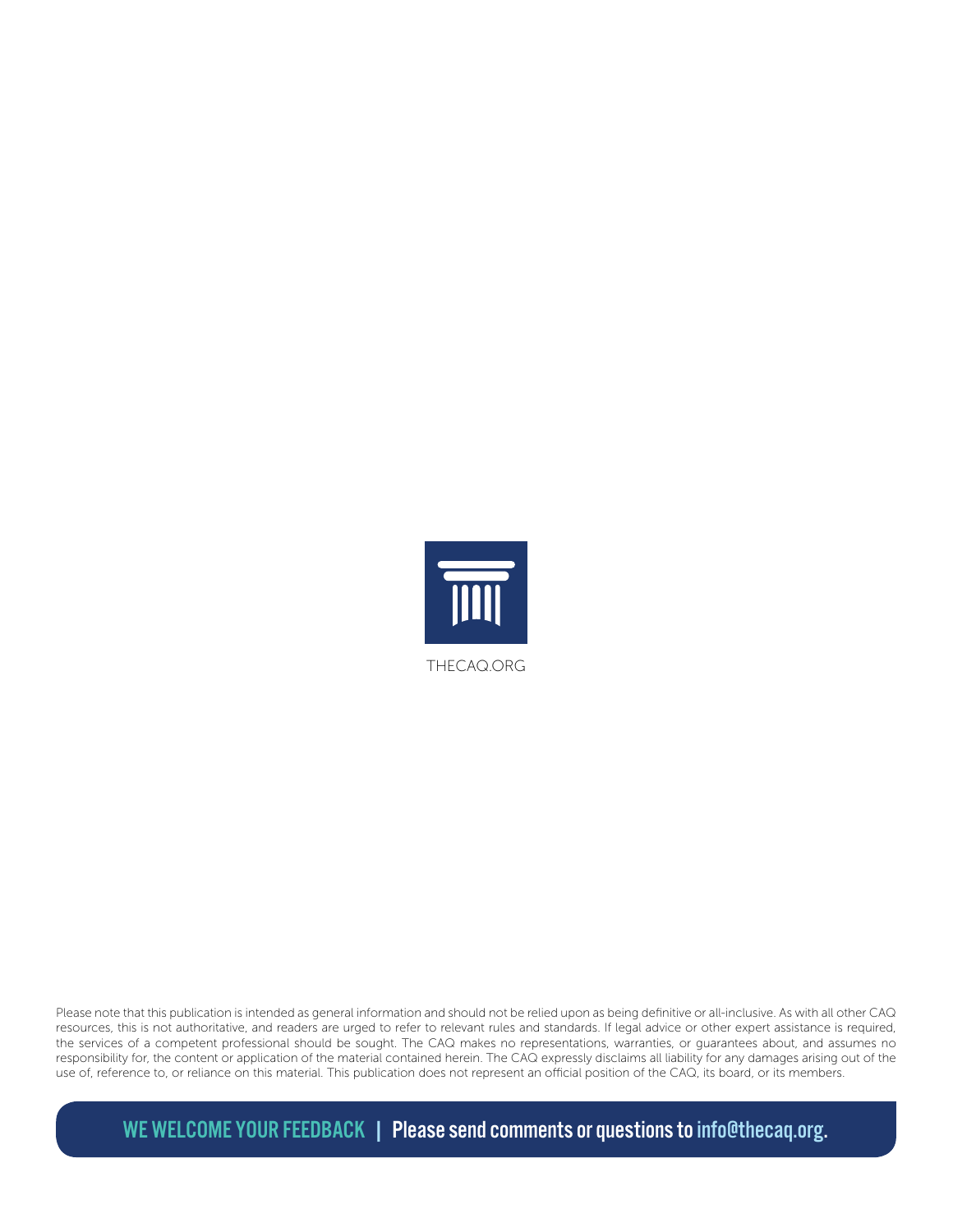THECAQ.ORG

Please note that this publication is intended as general information and should not be relied upon as being definitive or all-inclusive. As with all other CAQ resources, this is not authoritative, and readers are urged to refer to relevant rules and standards. If legal advice or other expert assistance is required, the services of a competent professional should be sought. The CAQ makes no representations, warranties, or guarantees about, and assumes no responsibility for, the content or application of the material contained herein. The CAQ expressly disclaims all liability for any damages arising out of the use of, reference to, or reliance on this material. This publication does not represent an official position of the CAQ, its board, or its members.

**WE WELCOME YOUR FEEDBACK | Please send comments or questions to info@thecaq.org.**